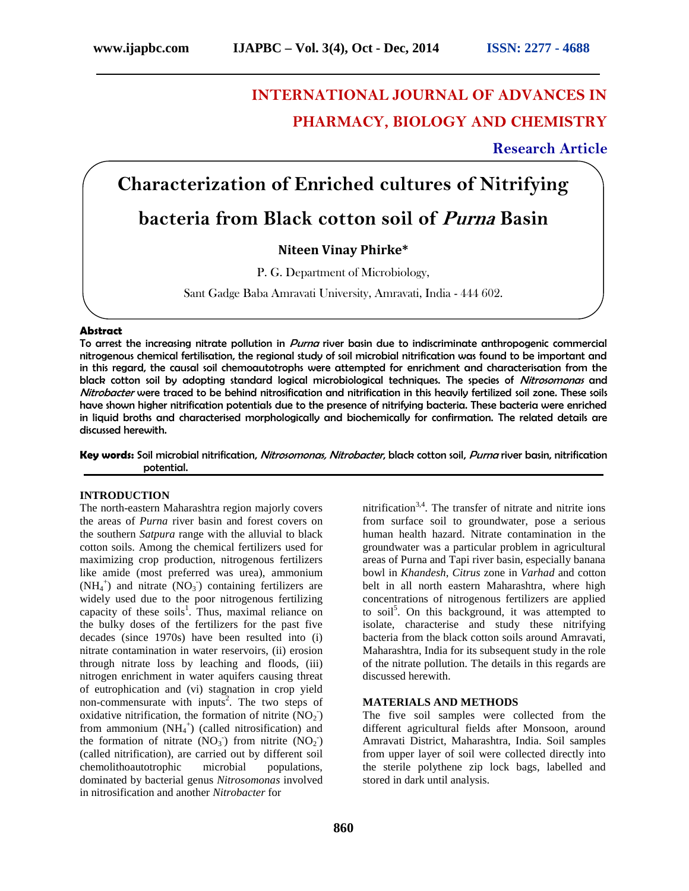# INTERNATIONAL JOURNAL OF ADVANCES IN PHARMACY, BIOLOGY AND CHEMISTRY

**Research Article**

# Characterization of Enriched cultures of Nitrifying bacteria from Black cotton soil of *Purna* Basin

**Niteen Vinay Phirke***

P. G. Department of Microbiology,

Sant Gadge Baba Amravati University, Amravati, India - 444 602.

**Abstract**

To arrest the increasing nitrate pollution in *Purna* river basin due to indiscriminate anthropogenic commercial nitrogenous chemical fertilisation, the regional study of soil microbial nitrification was found to be important and in this regard, the causal soil chemoautotrophs were attempted for enrichment and characterisation from the black cotton soil by adopting standard logical microbiological techniques. The species of *Nitrosomonas* and *Nitrobacter* were traced to be behind nitrosification and nitrification in this heavily fertilized soil zone. These soils have shown higher nitrification potentials due to the presence of nitrifying bacteria. These bacteria were enriched in liquid broths and characterised morphologically and biochemically for confirmation. The related details are discussed herewith.

**Key words:** Soil microbial nitrification, *Nitrosomonas, Nitrobacter*, black cotton soil, *Purna* river basin, nitrification potential.

## INTRODUCTION

The north-eastern Maharashtra region majorly covers the areas of *Purna* river basin and forest covers on the southern *Satpura* range with the alluvial to black cotton soils. Among the chemical fertilizers used for maximizing crop production, nitrogenous fertilizers like amide (most preferred was urea), ammonium ($NH_4^+$) and nitrate ($NO_3^-$) containing fertilizers are widely used due to the poor nitrogenous fertilizing capacity of these soils[1]. Thus, maximal reliance on the bulky doses of the fertilizers for the past five decades (since 1970s) have been resulted into (i) nitrate contamination in water reservoirs, (ii) erosion through nitrate loss by leaching and floods, (iii) nitrogen enrichment in water aquifers causing threat of eutrophication and (vi) stagnation in crop yield non-commensurate with inputs[2]. The two steps of oxidative nitrification, the formation of nitrite ($NO_2^-$) from ammonium ($NH_4^+$) (called nitrosification) and the formation of nitrate ($NO_3^-$) from nitrite ($NO_2^-$) (called nitrification), are carried out by different soil chemolithoautotrophic microbial populations, dominated by bacterial genus *Nitrosomonas* involved in nitrosification and another *Nitrobacter* for nitrification[3,4]. The transfer of nitrate and nitrite ions from surface soil to groundwater, pose a serious human health hazard. Nitrate contamination in the groundwater was a particular problem in agricultural areas of Purna and Tapi river basin, especially banana bowl in *Khandesh*, *Citrus* zone in *Varhad* and cotton belt in all north eastern Maharashtra, where high concentrations of nitrogenous fertilizers are applied to soil[5]. On this background, it was attempted to isolate, characterise and study these nitrifying bacteria from the black cotton soils around Amravati, Maharashtra, India for its subsequent study in the role of the nitrate pollution. The details in this regards are discussed herewith.

## MATERIALS AND METHODS

The five soil samples were collected from the different agricultural fields after Monsoon, around Amravati District, Maharashtra, India. Soil samples from upper layer of soil were collected directly into the sterile polythene zip lock bags, labelled and stored in dark until analysis.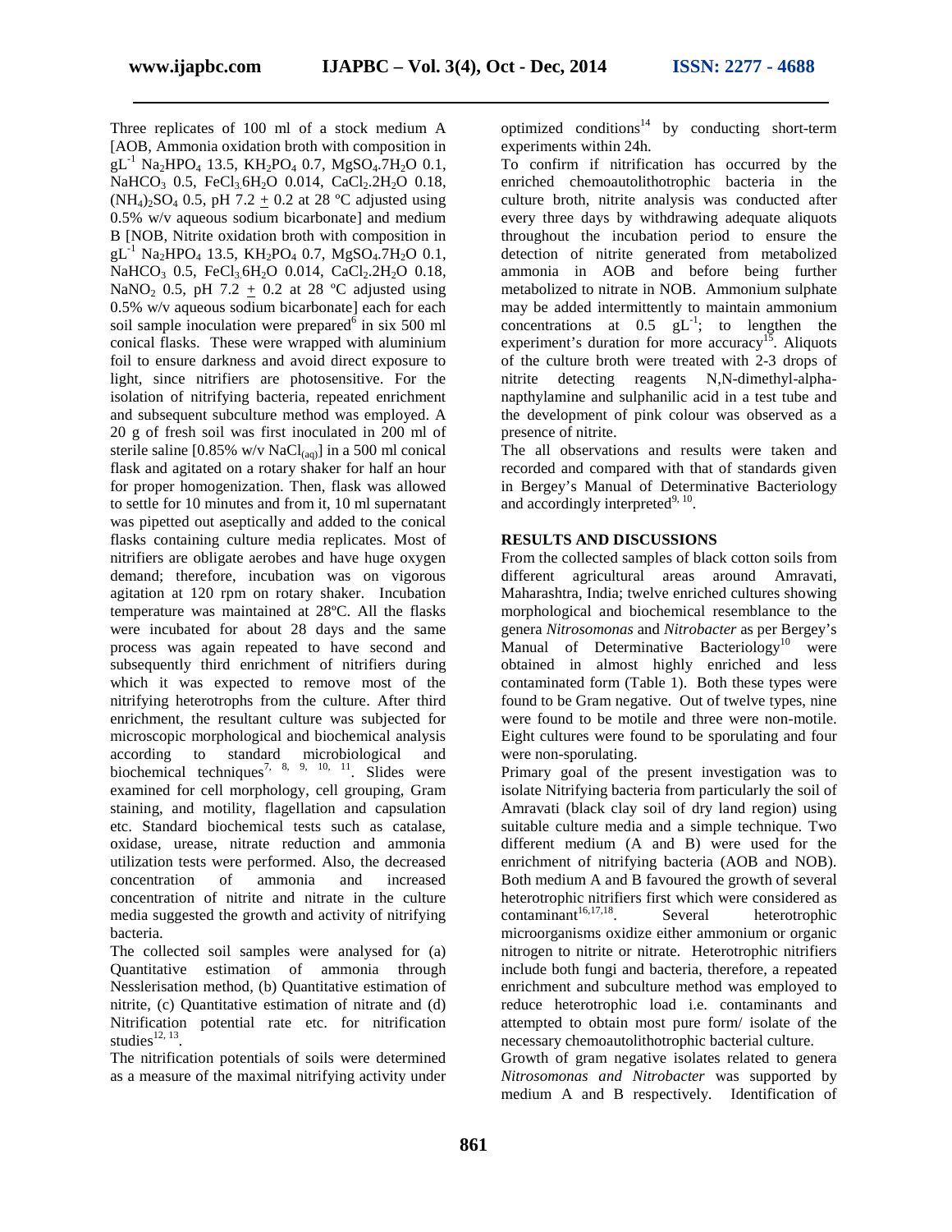Three replicates of 100 ml of a stock medium A [AOB, Ammonia oxidation broth with composition in $gL^{-1}$ $Na_2HPO_4$ 13.5, $KH_2PO_4$ 0.7, $MgSO_4.7H_2O$ 0.1, $NaHCO_3$ 0.5, $FeCl_3.6H_2O$ 0.014, $CaCl_2.2H_2O$ 0.18, $(NH_4)_2SO_4$ 0.5, pH 7.2 ± 0.2 at 28 ºC adjusted using 0.5% w/v aqueous sodium bicarbonate] and medium B [NOB, Nitrite oxidation broth with composition in $gL^{-1}$ $Na_2HPO_4$ 13.5, $KH_2PO_4$ 0.7, $MgSO_4.7H_2O$ 0.1, $NaHCO_3$ 0.5, $FeCl_3.6H_2O$ 0.014, $CaCl_2.2H_2O$ 0.18, $NaNO_2$ 0.5, pH 7.2 ± 0.2 at 28 ºC adjusted using 0.5% w/v aqueous sodium bicarbonate] each for each soil sample inoculation were prepared[6] in six 500 ml conical flasks. These were wrapped with aluminium foil to ensure darkness and avoid direct exposure to light, since nitrifiers are photosensitive. For the isolation of nitrifying bacteria, repeated enrichment and subsequent subculture method was employed. A 20 g of fresh soil was first inoculated in 200 ml of sterile saline [0.85% w/v $NaCl_{(aq)}$] in a 500 ml conical flask and agitated on a rotary shaker for half an hour for proper homogenization. Then, flask was allowed to settle for 10 minutes and from it, 10 ml supernatant was pipetted out aseptically and added to the conical flasks containing culture media replicates. Most of nitrifiers are obligate aerobes and have huge oxygen demand; therefore, incubation was on vigorous agitation at 120 rpm on rotary shaker. Incubation temperature was maintained at 28ºC. All the flasks were incubated for about 28 days and the same process was again repeated to have second and subsequently third enrichment of nitrifiers during which it was expected to remove most of the nitrifying heterotrophs from the culture. After third enrichment, the resultant culture was subjected for microscopic morphological and biochemical analysis according to standard microbiological and biochemical techniques[7, 8, 9, 10, 11]. Slides were examined for cell morphology, cell grouping, Gram staining, and motility, flagellation and capsulation etc. Standard biochemical tests such as catalase, oxidase, urease, nitrate reduction and ammonia utilization tests were performed. Also, the decreased concentration of ammonia and increased concentration of nitrite and nitrate in the culture media suggested the growth and activity of nitrifying bacteria.

The collected soil samples were analysed for (a) Quantitative estimation of ammonia through Nesslerisation method, (b) Quantitative estimation of nitrite, (c) Quantitative estimation of nitrate and (d) Nitrification potential rate etc. for nitrification studies[12, 13].

The nitrification potentials of soils were determined as a measure of the maximal nitrifying activity under optimized conditions[14] by conducting short-term experiments within 24h.

To confirm if nitrification has occurred by the enriched chemoautolithotrophic bacteria in the culture broth, nitrite analysis was conducted after every three days by withdrawing adequate aliquots throughout the incubation period to ensure the detection of nitrite generated from metabolized ammonia in AOB and before being further metabolized to nitrate in NOB. Ammonium sulphate may be added intermittently to maintain ammonium concentrations at 0.5 $gL^{-1}$; to lengthen the experiment's duration for more accuracy[15]. Aliquots of the culture broth were treated with 2-3 drops of nitrite detecting reagents N,N-dimethyl-alpha-napthylamine and sulphanilic acid in a test tube and the development of pink colour was observed as a presence of nitrite.

The all observations and results were taken and recorded and compared with that of standards given in Bergey's Manual of Determinative Bacteriology and accordingly interpreted[9, 10].

## RESULTS AND DISCUSSIONS

From the collected samples of black cotton soils from different agricultural areas around Amravati, Maharashtra, India; twelve enriched cultures showing morphological and biochemical resemblance to the genera *Nitrosomonas* and *Nitrobacter* as per Bergey's Manual of Determinative Bacteriology[10] were obtained in almost highly enriched and less contaminated form (Table 1). Both these types were found to be Gram negative. Out of twelve types, nine were found to be motile and three were non-motile. Eight cultures were found to be sporulating and four were non-sporulating.

Primary goal of the present investigation was to isolate Nitrifying bacteria from particularly the soil of Amravati (black clay soil of dry land region) using suitable culture media and a simple technique. Two different medium (A and B) were used for the enrichment of nitrifying bacteria (AOB and NOB). Both medium A and B favoured the growth of several heterotrophic nitrifiers first which were considered as contaminant[16,17,18]. Several heterotrophic microorganisms oxidize either ammonium or organic nitrogen to nitrite or nitrate. Heterotrophic nitrifiers include both fungi and bacteria, therefore, a repeated enrichment and subculture method was employed to reduce heterotrophic load i.e. contaminants and attempted to obtain most pure form/ isolate of the necessary chemoautolithotrophic bacterial culture.

Growth of gram negative isolates related to genera *Nitrosomonas and Nitrobacter* was supported by medium A and B respectively. Identification of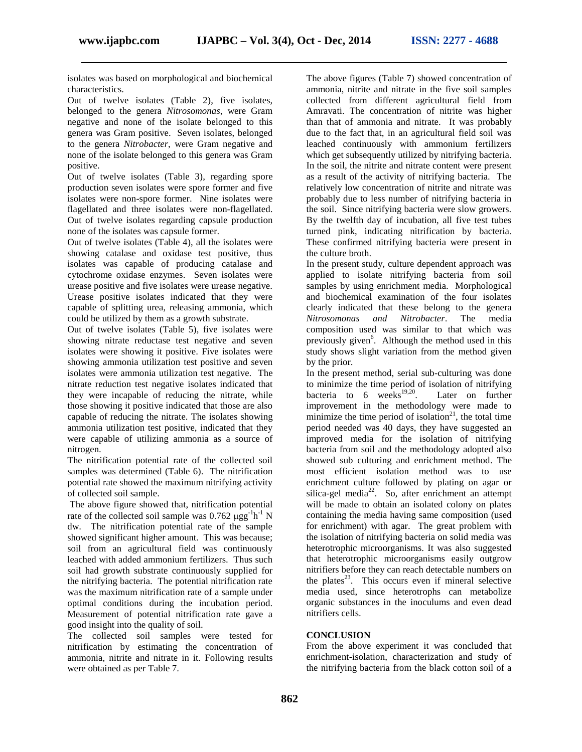isolates was based on morphological and biochemical characteristics.

Out of twelve isolates (Table 2), five isolates, belonged to the genera *Nitrosomonas*, were Gram negative and none of the isolate belonged to this genera was Gram positive. Seven isolates, belonged to the genera *Nitrobacter*, were Gram negative and none of the isolate belonged to this genera was Gram positive.

Out of twelve isolates (Table 3), regarding spore production seven isolates were spore former and five isolates were non-spore former. Nine isolates were flagellated and three isolates were non-flagellated. Out of twelve isolates regarding capsule production none of the isolates was capsule former.

Out of twelve isolates (Table 4), all the isolates were showing catalase and oxidase test positive, thus isolates was capable of producing catalase and cytochrome oxidase enzymes. Seven isolates were urease positive and five isolates were urease negative. Urease positive isolates indicated that they were capable of splitting urea, releasing ammonia, which could be utilized by them as a growth substrate.

Out of twelve isolates (Table 5), five isolates were showing nitrate reductase test negative and seven isolates were showing it positive. Five isolates were showing ammonia utilization test positive and seven isolates were ammonia utilization test negative. The nitrate reduction test negative isolates indicated that they were incapable of reducing the nitrate, while those showing it positive indicated that those are also capable of reducing the nitrate. The isolates showing ammonia utilization test positive, indicated that they were capable of utilizing ammonia as a source of nitrogen.

The nitrification potential rate of the collected soil samples was determined (Table 6). The nitrification potential rate showed the maximum nitrifying activity of collected soil sample.

The above figure showed that, nitrification potential rate of the collected soil sample was 0.762 $\mu g g^{-1} h^{-1}$ N dw. The nitrification potential rate of the sample showed significant higher amount. This was because; soil from an agricultural field was continuously leached with added ammonium fertilizers. Thus such soil had growth substrate continuously supplied for the nitrifying bacteria. The potential nitrification rate was the maximum nitrification rate of a sample under optimal conditions during the incubation period. Measurement of potential nitrification rate gave a good insight into the quality of soil.

The collected soil samples were tested for nitrification by estimating the concentration of ammonia, nitrite and nitrate in it. Following results were obtained as per Table 7.

The above figures (Table 7) showed concentration of ammonia, nitrite and nitrate in the five soil samples collected from different agricultural field from Amravati. The concentration of nitrite was higher than that of ammonia and nitrate. It was probably due to the fact that, in an agricultural field soil was leached continuously with ammonium fertilizers which get subsequently utilized by nitrifying bacteria. In the soil, the nitrite and nitrate content were present as a result of the activity of nitrifying bacteria. The relatively low concentration of nitrite and nitrate was probably due to less number of nitrifying bacteria in the soil. Since nitrifying bacteria were slow growers. By the twelfth day of incubation, all five test tubes turned pink, indicating nitrification by bacteria. These confirmed nitrifying bacteria were present in the culture broth.

In the present study, culture dependent approach was applied to isolate nitrifying bacteria from soil samples by using enrichment media. Morphological and biochemical examination of the four isolates clearly indicated that these belong to the genera *Nitrosomonas and Nitrobacter*. The media composition used was similar to that which was previously given[6]. Although the method used in this study shows slight variation from the method given by the prior.

In the present method, serial sub-culturing was done to minimize the time period of isolation of nitrifying bacteria to 6 weeks[19,20]. Later on further improvement in the methodology were made to minimize the time period of isolation[21], the total time period needed was 40 days, they have suggested an improved media for the isolation of nitrifying bacteria from soil and the methodology adopted also showed sub culturing and enrichment method. The most efficient isolation method was to use enrichment culture followed by plating on agar or silica-gel media[22]. So, after enrichment an attempt will be made to obtain an isolated colony on plates containing the media having same composition (used for enrichment) with agar. The great problem with the isolation of nitrifying bacteria on solid media was heterotrophic microorganisms. It was also suggested that heterotrophic microorganisms easily outgrow nitrifiers before they can reach detectable numbers on the plates[23]. This occurs even if mineral selective media used, since heterotrophs can metabolize organic substances in the inoculums and even dead nitrifiers cells.

## CONCLUSION

From the above experiment it was concluded that enrichment-isolation, characterization and study of the nitrifying bacteria from the black cotton soil of a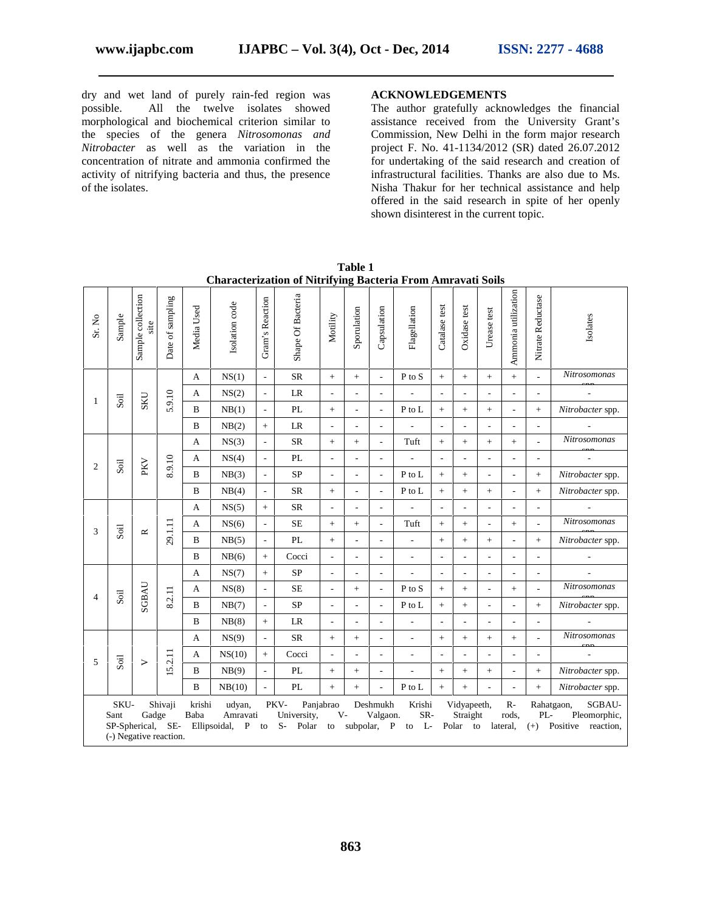dry and wet land of purely rain-fed region was possible. All the twelve isolates showed morphological and biochemical criterion similar to the species of the genera *Nitrosomonas and Nitrobacter* as well as the variation in the concentration of nitrate and ammonia confirmed the activity of nitrifying bacteria and thus, the presence of the isolates.

## ACKNOWLEDGEMENTS

The author gratefully acknowledges the financial assistance received from the University Grant's Commission, New Delhi in the form major research project F. No. 41-1134/2012 (SR) dated 26.07.2012 for undertaking of the said research and creation of infrastructural facilities. Thanks are also due to Ms. Nisha Thakur for her technical assistance and help offered in the said research in spite of her openly shown disinterest in the current topic.

**Table 1**
**Characterization of Nitrifying Bacteria From Amravati Soils**

| Sr. No | Sample | Sample collection site | Date of sampling | Media Used | Isolation code | Gram's Reaction | Shape Of Bacteria | Motility | Sporulation | Capsulation | Flagellation | Catalase test | Oxidase test | Urease test | Ammonia utilization | Nitrate Reductase | Isolates |
|---|---|---|---|---|---|---|---|---|---|---|---|---|---|---|---|---|---|
| 1 | Soil | SKU | 5.9.10 | A | NS(1) | - | SR | + | + | - | P to S | + | + | + | + | - | *Nitrosomonas* spp. |
| | | | | A | NS(2) | - | LR | - | - | - | - | - | - | - | - | - | - |
| | | | | B | NB(1) | - | PL | + | - | - | P to L | + | + | + | - | + | *Nitrobacter* spp. |
| | | | | B | NB(2) | + | LR | - | - | - | - | - | - | - | - | - | - |
| 2 | Soil | PKV | 8.9.10 | A | NS(3) | - | SR | + | + | - | Tuft | + | + | + | + | - | *Nitrosomonas* spp. |
| | | | | A | NS(4) | - | PL | - | - | - | - | - | - | - | - | - | - |
| | | | | B | NB(3) | - | SP | - | - | - | P to L | + | + | - | - | + | *Nitrobacter* spp. |
| | | | | B | NB(4) | - | SR | + | - | - | P to L | + | + | + | - | + | *Nitrobacter* spp. |
| 3 | Soil | R | 29.1.11 | A | NS(5) | + | SR | - | - | - | - | - | - | - | - | - | - |
| | | | | A | NS(6) | - | SE | + | + | - | Tuft | + | + | - | + | - | *Nitrosomonas* spp. |
| | | | | B | NB(5) | - | PL | + | - | - | - | + | + | + | - | + | *Nitrobacter* spp. |
| | | | | B | NB(6) | + | Cocci | - | - | - | - | - | - | - | - | - | - |
| 4 | Soil | SGBAU | 8.2.11 | A | NS(7) | + | SP | - | - | - | - | - | - | - | - | - | - |
| | | | | A | NS(8) | - | SE | - | + | - | P to S | + | + | - | + | - | *Nitrosomonas* spp. |
| | | | | B | NB(7) | - | SP | - | - | - | P to L | + | + | - | - | + | *Nitrobacter* spp. |
| | | | | B | NB(8) | + | LR | - | - | - | - | - | - | - | - | - | - |
| 5 | Soil | V | 15.2.11 | A | NS(9) | - | SR | + | + | - | - | + | + | + | + | - | *Nitrosomonas* spp. |
| | | | | A | NS(10) | + | Cocci | - | - | - | - | - | - | - | - | - | - |
| | | | | B | NB(9) | - | PL | + | + | - | - | + | + | + | - | + | *Nitrobacter* spp. |
| | | | | B | NB(10) | - | PL | + | + | - | P to L | + | + | - | - | + | *Nitrobacter* spp. |

SKU- Shivaji krishi udyan, PKV- Panjabrao Deshmukh Krishi Vidyapeeth, R- Rahatgaon, SGBAU- Sant Gadge Baba Amravati University, V- Valgaon. SR- Straight rods, PL- Pleomorphic, SP-Spherical, SE- Ellipsoidal, P to S- Polar to subpolar, P to L- Polar to lateral, (+) Positive reaction, (-) Negative reaction.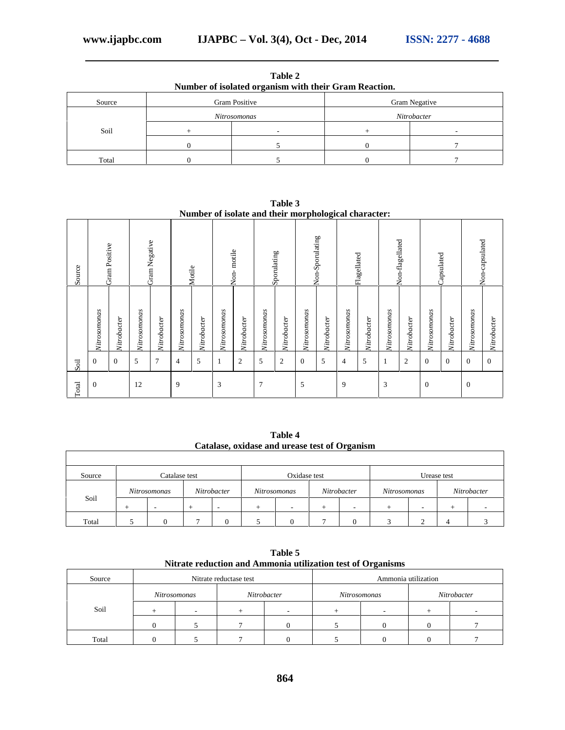**Table 2**
**Number of isolated organism with their Gram Reaction.**

| Source | Gram Positive | | Gram Negative | |
|---|---|---|---|---|
| | *Nitrosomonas* | | *Nitrobacter* | |
| Soil | + | - | + | - |
| | 0 | 5 | 0 | 7 |
| Total | 0 | 5 | 0 | 7 |

**Table 3**
**Number of isolate and their morphological character:**

| Source | Gram Positive | | Gram Negative | | Motile | | Non- motile | | Sporulating | | Non-Sporulating | | Flagellated | | Non-flagellated | | Capsulated | | Non-capsulated | |
|---|---|---|---|---|---|---|---|---|---|---|---|---|---|---|---|---|---|---|---|---|
| | *Nitrosomonas* | *Nitrobacter* | *Nitrosomonas* | *Nitrobacter* | *Nitrosomonas* | *Nitrobacter* | *Nitrosomonas* | *Nitrobacter* | *Nitrosomonas* | *Nitrobacter* | *Nitrosomonas* | *Nitrobacter* | *Nitrosomonas* | *Nitrobacter* | *Nitrosomonas* | *Nitrobacter* | *Nitrosomonas* | *Nitrobacter* | *Nitrosomonas* | *Nitrobacter* |
| Soil | 0 | 0 | 5 | 7 | 4 | 5 | 1 | 2 | 5 | 2 | 0 | 5 | 4 | 5 | 1 | 2 | 0 | 0 | 0 | 0 |
| Total | 0 | | 12 | | 9 | | 3 | | 7 | | 5 | | 9 | | 3 | | 0 | | 0 | |

**Table 4**
**Catalase, oxidase and urease test of Organism**

| Source | Catalase test | | | | Oxidase test | | | | Urease test | | | |
|---|---|---|---|---|---|---|---|---|---|---|---|---|
| Soil | *Nitrosomonas* | | *Nitrobacter* | | *Nitrosomonas* | | *Nitrobacter* | | *Nitrosomonas* | | *Nitrobacter* | |
| | + | - | + | - | + | - | + | - | + | - | + | - |
| Total | 5 | 0 | 7 | 0 | 5 | 0 | 7 | 0 | 3 | 2 | 4 | 3 |

**Table 5**
**Nitrate reduction and Ammonia utilization test of Organisms**

| Source | Nitrate reductase test | | | | Ammonia utilization | | | |
|---|---|---|---|---|---|---|---|---|
| | *Nitrosomonas* | | *Nitrobacter* | | *Nitrosomonas* | | *Nitrobacter* | |
| Soil | + | - | + | - | + | - | + | - |
| | 0 | 5 | 7 | 0 | 5 | 0 | 0 | 7 |
| Total | 0 | 5 | 7 | 0 | 5 | 0 | 0 | 7 |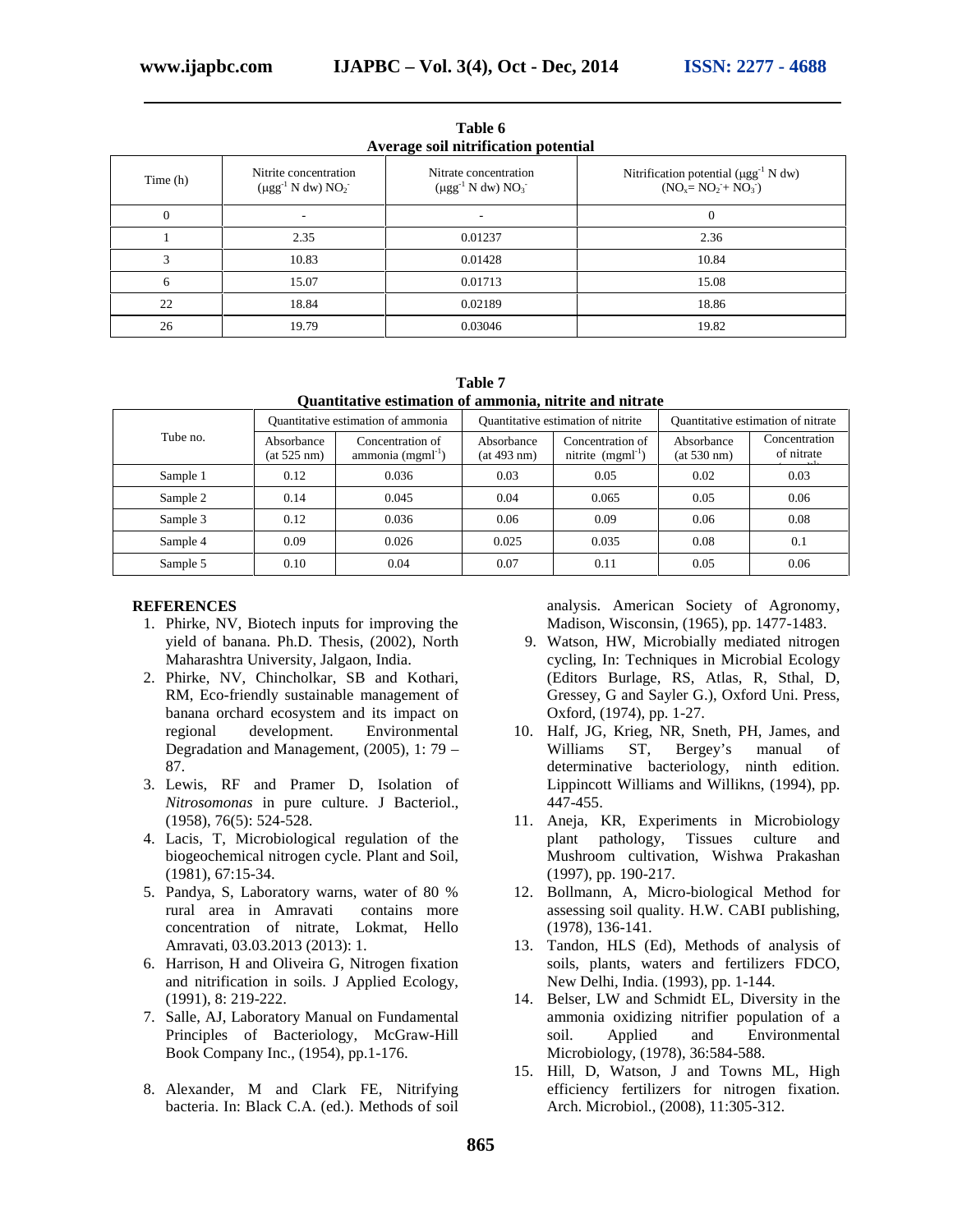**Table 6**
**Average soil nitrification potential**

| Time (h) | Nitrite concentration ($\mu gg^{-1}$ N dw) $NO_2^-$ | Nitrate concentration ($\mu gg^{-1}$ N dw) $NO_3^-$ | Nitrification potential ($\mu gg^{-1}$ N dw) ($NO_x = NO_2^- + NO_3^-$) |
|---|---|---|---|
| 0 | - | - | 0 |
| 1 | 2.35 | 0.01237 | 2.36 |
| 3 | 10.83 | 0.01428 | 10.84 |
| 6 | 15.07 | 0.01713 | 15.08 |
| 22 | 18.84 | 0.02189 | 18.86 |
| 26 | 19.79 | 0.03046 | 19.82 |

**Table 7**
**Quantitative estimation of ammonia, nitrite and nitrate**

| Tube no. | Quantitative estimation of ammonia | | Quantitative estimation of nitrite | | Quantitative estimation of nitrate | |
|---|---|---|---|---|---|---|
| | Absorbance (at 525 nm) | Concentration of ammonia ($mgml^{-1}$) | Absorbance (at 493 nm) | Concentration of nitrite ($mgml^{-1}$) | Absorbance (at 530 nm) | Concentration of nitrate ($mgml^{-1}$) |
| Sample 1 | 0.12 | 0.036 | 0.03 | 0.05 | 0.02 | 0.03 |
| Sample 2 | 0.14 | 0.045 | 0.04 | 0.065 | 0.05 | 0.06 |
| Sample 3 | 0.12 | 0.036 | 0.06 | 0.09 | 0.06 | 0.08 |
| Sample 4 | 0.09 | 0.026 | 0.025 | 0.035 | 0.08 | 0.1 |
| Sample 5 | 0.10 | 0.04 | 0.07 | 0.11 | 0.05 | 0.06 |

## REFERENCES

1. Phirke, NV, Biotech inputs for improving the yield of banana. Ph.D. Thesis, (2002), North Maharashtra University, Jalgaon, India.
2. Phirke, NV, Chincholkar, SB and Kothari, RM, Eco-friendly sustainable management of banana orchard ecosystem and its impact on regional development. Environmental Degradation and Management, (2005), 1: 79 – 87.
3. Lewis, RF and Pramer D, Isolation of *Nitrosomonas* in pure culture. J Bacteriol., (1958), 76(5): 524-528.
4. Lacis, T, Microbiological regulation of the biogeochemical nitrogen cycle. Plant and Soil, (1981), 67:15-34.
5. Pandya, S, Laboratory warns, water of 80 % rural area in Amravati contains more concentration of nitrate, Lokmat, Hello Amravati, 03.03.2013 (2013): 1.
6. Harrison, H and Oliveira G, Nitrogen fixation and nitrification in soils. J Applied Ecology, (1991), 8: 219-222.
7. Salle, AJ, Laboratory Manual on Fundamental Principles of Bacteriology, McGraw-Hill Book Company Inc., (1954), pp.1-176.
8. Alexander, M and Clark FE, Nitrifying bacteria. In: Black C.A. (ed.). Methods of soil analysis. American Society of Agronomy, Madison, Wisconsin, (1965), pp. 1477-1483.
9. Watson, HW, Microbially mediated nitrogen cycling, In: Techniques in Microbial Ecology (Editors Burlage, RS, Atlas, R, Sthal, D, Gressey, G and Sayler G.), Oxford Uni. Press, Oxford, (1974), pp. 1-27.
10. Half, JG, Krieg, NR, Sneth, PH, James, and Williams ST, Bergey's manual of determinative bacteriology, ninth edition. Lippincott Williams and Willikns, (1994), pp. 447-455.
11. Aneja, KR, Experiments in Microbiology plant pathology, Tissues culture and Mushroom cultivation, Wishwa Prakashan (1997), pp. 190-217.
12. Bollmann, A, Micro-biological Method for assessing soil quality. H.W. CABI publishing, (1978), 136-141.
13. Tandon, HLS (Ed), Methods of analysis of soils, plants, waters and fertilizers FDCO, New Delhi, India. (1993), pp. 1-144.
14. Belser, LW and Schmidt EL, Diversity in the ammonia oxidizing nitrifier population of a soil. Applied and Environmental Microbiology, (1978), 36:584-588.
15. Hill, D, Watson, J and Towns ML, High efficiency fertilizers for nitrogen fixation. Arch. Microbiol., (2008), 11:305-312.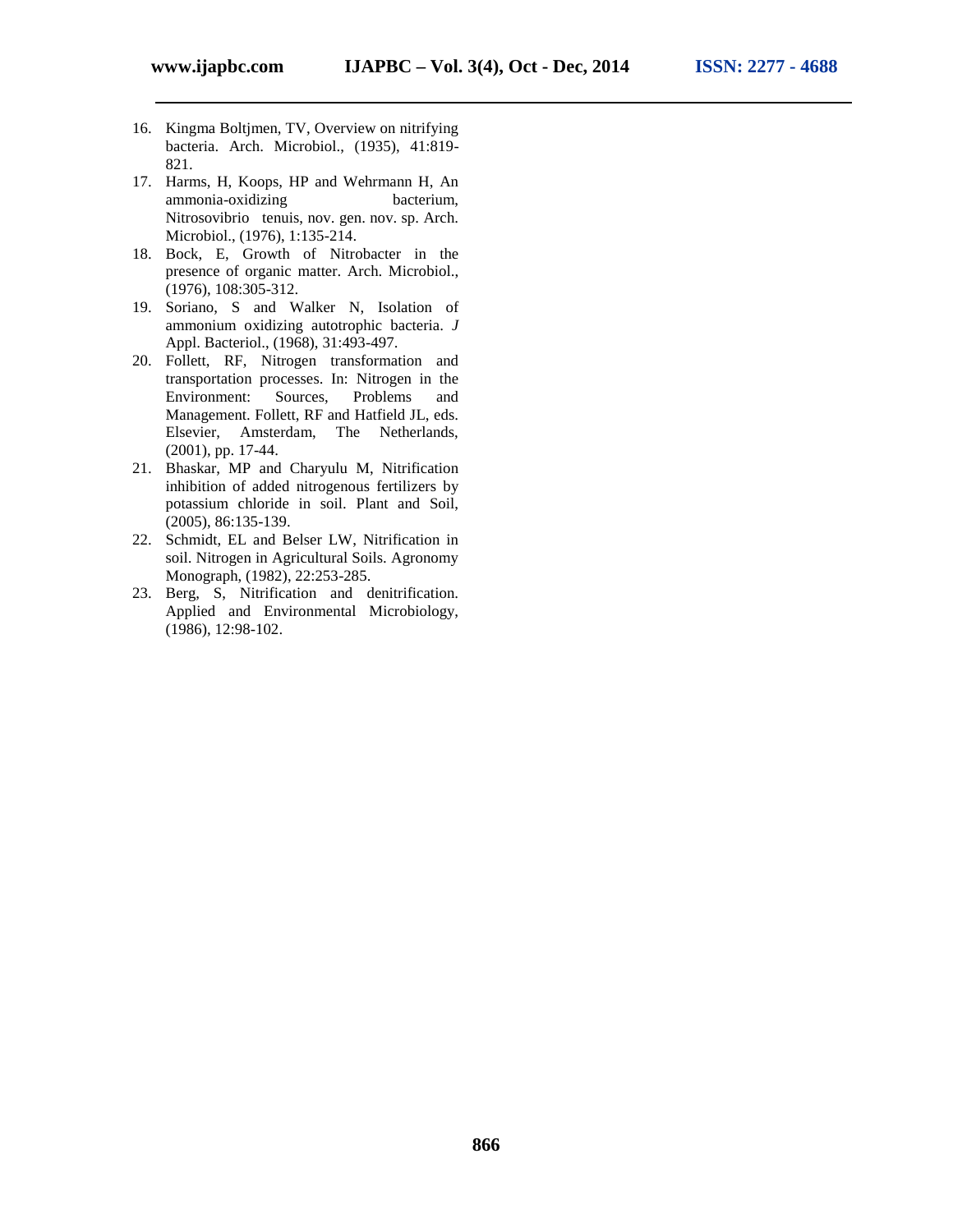16. Kingma Boltjmen, TV, Overview on nitrifying bacteria. Arch. Microbiol., (1935), 41:819-821.
17. Harms, H, Koops, HP and Wehrmann H, An ammonia-oxidizing bacterium, Nitrosovibrio tenuis, nov. gen. nov. sp. Arch. Microbiol., (1976), 1:135-214.
18. Bock, E, Growth of Nitrobacter in the presence of organic matter. Arch. Microbiol., (1976), 108:305-312.
19. Soriano, S and Walker N, Isolation of ammonium oxidizing autotrophic bacteria. *J* Appl. Bacteriol., (1968), 31:493-497.
20. Follett, RF, Nitrogen transformation and transportation processes. In: Nitrogen in the Environment: Sources, Problems and Management. Follett, RF and Hatfield JL, eds. Elsevier, Amsterdam, The Netherlands, (2001), pp. 17-44.
21. Bhaskar, MP and Charyulu M, Nitrification inhibition of added nitrogenous fertilizers by potassium chloride in soil. Plant and Soil, (2005), 86:135-139.
22. Schmidt, EL and Belser LW, Nitrification in soil. Nitrogen in Agricultural Soils. Agronomy Monograph, (1982), 22:253-285.
23. Berg, S, Nitrification and denitrification. Applied and Environmental Microbiology, (1986), 12:98-102.